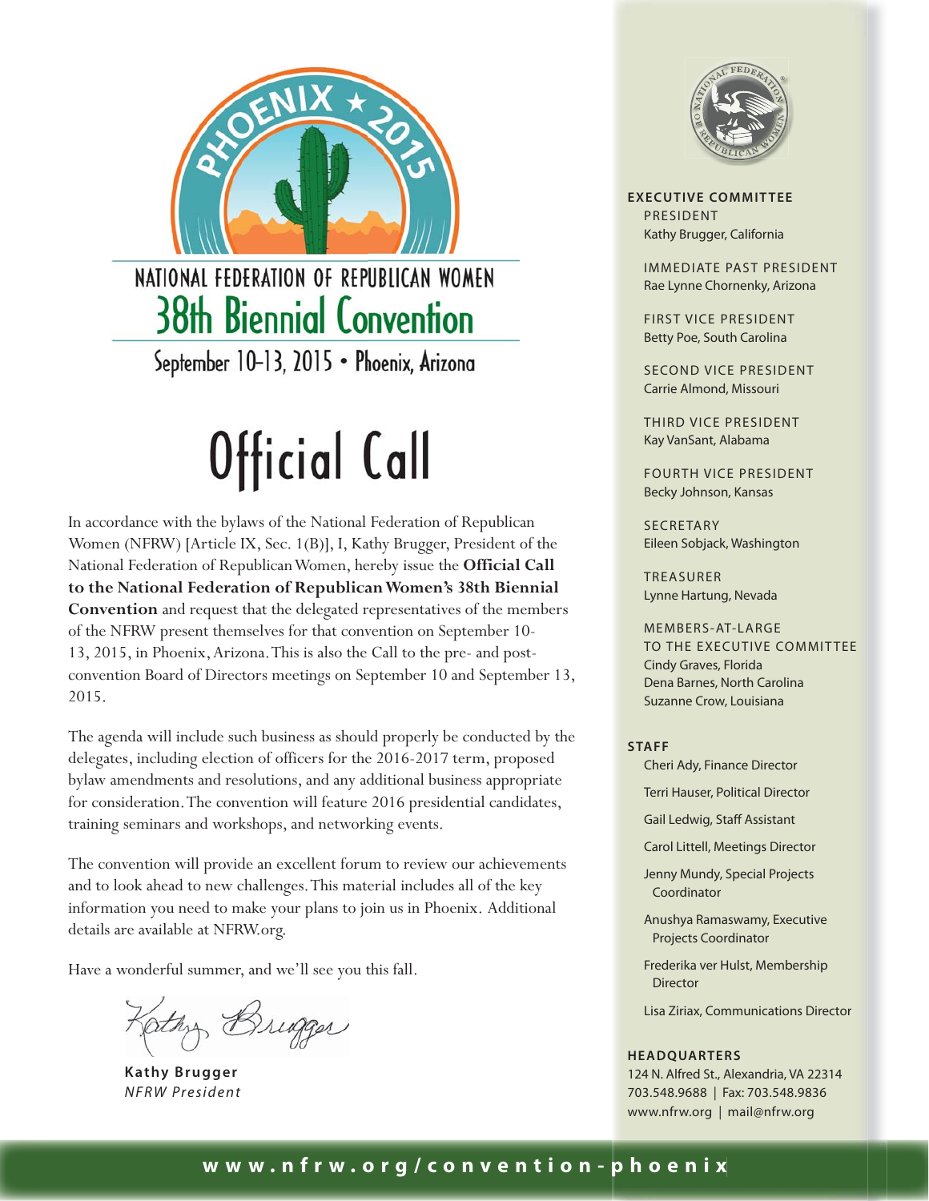PHOENIX ★ 2015

NATIONAL FEDERATION OF REPUBLICAN WOMEN

## 38th Biennial Convention

September 10-13, 2015 • Phoenix, Arizona

# Official Call

In accordance with the bylaws of the National Federation of Republican Women (NFRW) [Article IX, Sec. 1(B)], I, Kathy Brugger, President of the National Federation of Republican Women, hereby issue the **Official Call to the National Federation of Republican Women's 38th Biennial Convention** and request that the delegated representatives of the members of the NFRW present themselves for that convention on September 10-13, 2015, in Phoenix, Arizona. This is also the Call to the pre- and post-convention Board of Directors meetings on September 10 and September 13, 2015.

The agenda will include such business as should properly be conducted by the delegates, including election of officers for the 2016-2017 term, proposed bylaw amendments and resolutions, and any additional business appropriate for consideration. The convention will feature 2016 presidential candidates, training seminars and workshops, and networking events.

The convention will provide an excellent forum to review our achievements and to look ahead to new challenges. This material includes all of the key information you need to make your plans to join us in Phoenix. Additional details are available at NFRW.org.

Have a wonderful summer, and we'll see you this fall.

Kathy Brugger

**Kathy Brugger**
*NFRW President*

NATIONAL FEDERATION OF REPUBLICAN WOMEN

**EXECUTIVE COMMITTEE**

PRESIDENT
Kathy Brugger, California

IMMEDIATE PAST PRESIDENT
Rae Lynne Chornenky, Arizona

FIRST VICE PRESIDENT
Betty Poe, South Carolina

SECOND VICE PRESIDENT
Carrie Almond, Missouri

THIRD VICE PRESIDENT
Kay VanSant, Alabama

FOURTH VICE PRESIDENT
Becky Johnson, Kansas

SECRETARY
Eileen Sobjack, Washington

TREASURER
Lynne Hartung, Nevada

MEMBERS-AT-LARGE TO THE EXECUTIVE COMMITTEE
Cindy Graves, Florida
Dena Barnes, North Carolina
Suzanne Crow, Louisiana

**STAFF**

Cheri Ady, Finance Director

Terri Hauser, Political Director

Gail Ledwig, Staff Assistant

Carol Littell, Meetings Director

Jenny Mundy, Special Projects Coordinator

Anushya Ramaswamy, Executive Projects Coordinator

Frederika ver Hulst, Membership Director

Lisa Ziriax, Communications Director

**HEADQUARTERS**

124 N. Alfred St., Alexandria, VA 22314
703.548.9688 | Fax: 703.548.9836
www.nfrw.org | mail@nfrw.org

**www.nfrw.org/convention-phoenix**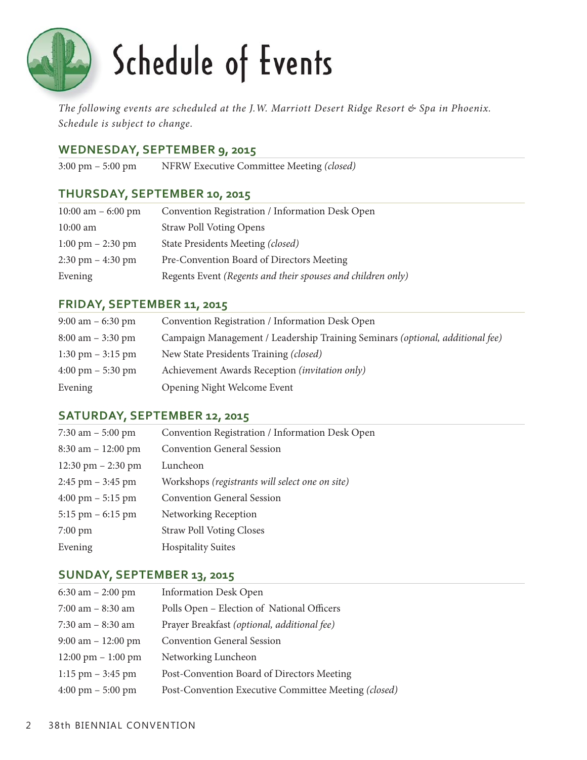# Schedule of Events

*The following events are scheduled at the J.W. Marriott Desert Ridge Resort & Spa in Phoenix. Schedule is subject to change.*

## WEDNESDAY, SEPTEMBER 9, 2015

| | |
|---|---|
| 3:00 pm – 5:00 pm | NFRW Executive Committee Meeting *(closed)* |

## THURSDAY, SEPTEMBER 10, 2015

| | |
|---|---|
| 10:00 am – 6:00 pm | Convention Registration / Information Desk Open |
| 10:00 am | Straw Poll Voting Opens |
| 1:00 pm – 2:30 pm | State Presidents Meeting *(closed)* |
| 2:30 pm – 4:30 pm | Pre-Convention Board of Directors Meeting |
| Evening | Regents Event *(Regents and their spouses and children only)* |

## FRIDAY, SEPTEMBER 11, 2015

| | |
|---|---|
| 9:00 am – 6:30 pm | Convention Registration / Information Desk Open |
| 8:00 am – 3:30 pm | Campaign Management / Leadership Training Seminars *(optional, additional fee)* |
| 1:30 pm – 3:15 pm | New State Presidents Training *(closed)* |
| 4:00 pm – 5:30 pm | Achievement Awards Reception *(invitation only)* |
| Evening | Opening Night Welcome Event |

## SATURDAY, SEPTEMBER 12, 2015

| | |
|---|---|
| 7:30 am – 5:00 pm | Convention Registration / Information Desk Open |
| 8:30 am – 12:00 pm | Convention General Session |
| 12:30 pm – 2:30 pm | Luncheon |
| 2:45 pm – 3:45 pm | Workshops *(registrants will select one on site)* |
| 4:00 pm – 5:15 pm | Convention General Session |
| 5:15 pm – 6:15 pm | Networking Reception |
| 7:00 pm | Straw Poll Voting Closes |
| Evening | Hospitality Suites |

## SUNDAY, SEPTEMBER 13, 2015

| | |
|---|---|
| 6:30 am – 2:00 pm | Information Desk Open |
| 7:00 am – 8:30 am | Polls Open – Election of National Officers |
| 7:30 am – 8:30 am | Prayer Breakfast *(optional, additional fee)* |
| 9:00 am – 12:00 pm | Convention General Session |
| 12:00 pm – 1:00 pm | Networking Luncheon |
| 1:15 pm – 3:45 pm | Post-Convention Board of Directors Meeting |
| 4:00 pm – 5:00 pm | Post-Convention Executive Committee Meeting *(closed)* |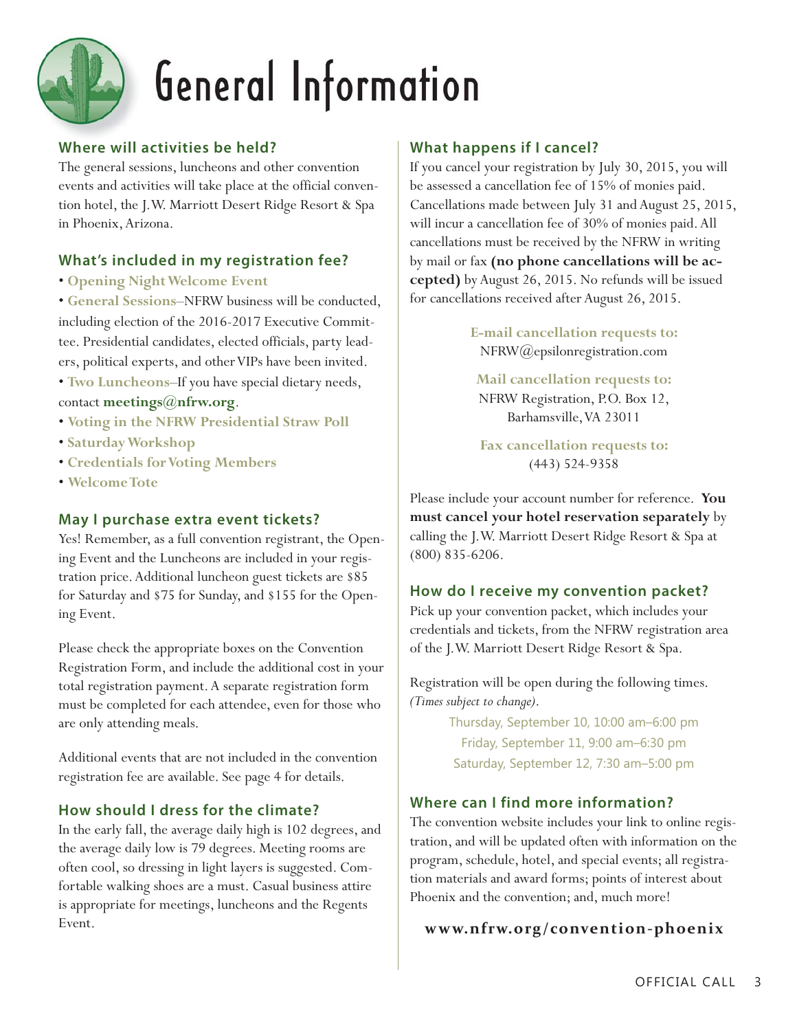# General Information

## Where will activities be held?

The general sessions, luncheons and other convention events and activities will take place at the official convention hotel, the J.W. Marriott Desert Ridge Resort & Spa in Phoenix, Arizona.

## What's included in my registration fee?

- **Opening Night Welcome Event**
- **General Sessions**–NFRW business will be conducted, including election of the 2016-2017 Executive Committee. Presidential candidates, elected officials, party leaders, political experts, and other VIPs have been invited.
- **Two Luncheons**–If you have special dietary needs, contact **meetings@nfrw.org**.
- **Voting in the NFRW Presidential Straw Poll**
- **Saturday Workshop**
- **Credentials for Voting Members**
- **Welcome Tote**

## May I purchase extra event tickets?

Yes! Remember, as a full convention registrant, the Opening Event and the Luncheons are included in your registration price. Additional luncheon guest tickets are $85 for Saturday and $75 for Sunday, and $155 for the Opening Event.

Please check the appropriate boxes on the Convention Registration Form, and include the additional cost in your total registration payment. A separate registration form must be completed for each attendee, even for those who are only attending meals.

Additional events that are not included in the convention registration fee are available. See page 4 for details.

## How should I dress for the climate?

In the early fall, the average daily high is 102 degrees, and the average daily low is 79 degrees. Meeting rooms are often cool, so dressing in light layers is suggested. Comfortable walking shoes are a must. Casual business attire is appropriate for meetings, luncheons and the Regents Event.

## What happens if I cancel?

If you cancel your registration by July 30, 2015, you will be assessed a cancellation fee of 15% of monies paid. Cancellations made between July 31 and August 25, 2015, will incur a cancellation fee of 30% of monies paid. All cancellations must be received by the NFRW in writing by mail or fax **(no phone cancellations will be accepted)** by August 26, 2015. No refunds will be issued for cancellations received after August 26, 2015.

**E-mail cancellation requests to:**
NFRW@epsilonregistration.com

**Mail cancellation requests to:**
NFRW Registration, P.O. Box 12,
Barhamsville, VA 23011

**Fax cancellation requests to:**
(443) 524-9358

Please include your account number for reference. **You must cancel your hotel reservation separately** by calling the J.W. Marriott Desert Ridge Resort & Spa at (800) 835-6206.

## How do I receive my convention packet?

Pick up your convention packet, which includes your credentials and tickets, from the NFRW registration area of the J.W. Marriott Desert Ridge Resort & Spa.

Registration will be open during the following times. *(Times subject to change)*.

Thursday, September 10, 10:00 am–6:00 pm
Friday, September 11, 9:00 am–6:30 pm
Saturday, September 12, 7:30 am–5:00 pm

## Where can I find more information?

The convention website includes your link to online registration, and will be updated often with information on the program, schedule, hotel, and special events; all registration materials and award forms; points of interest about Phoenix and the convention; and, much more!

**www.nfrw.org/convention-phoenix**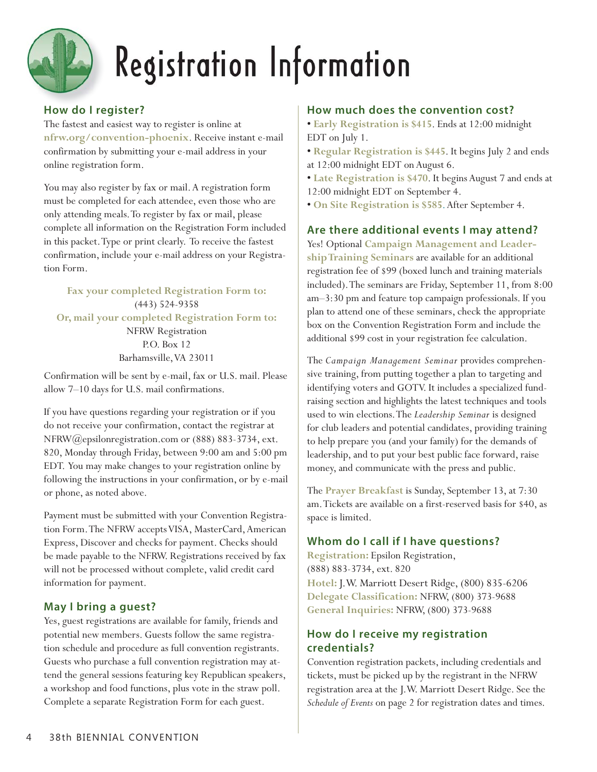# Registration Information

## How do I register?

The fastest and easiest way to register is online at **nfrw.org/convention-phoenix**. Receive instant e-mail confirmation by submitting your e-mail address in your online registration form.

You may also register by fax or mail. A registration form must be completed for each attendee, even those who are only attending meals. To register by fax or mail, please complete all information on the Registration Form included in this packet. Type or print clearly. To receive the fastest confirmation, include your e-mail address on your Registration Form.

**Fax your completed Registration Form to:**
(443) 524-9358
**Or, mail your completed Registration Form to:**
NFRW Registration
P.O. Box 12
Barhamsville, VA 23011

Confirmation will be sent by e-mail, fax or U.S. mail. Please allow 7–10 days for U.S. mail confirmations.

If you have questions regarding your registration or if you do not receive your confirmation, contact the registrar at NFRW@epsilonregistration.com or (888) 883-3734, ext. 820, Monday through Friday, between 9:00 am and 5:00 pm EDT. You may make changes to your registration online by following the instructions in your confirmation, or by e-mail or phone, as noted above.

Payment must be submitted with your Convention Registration Form. The NFRW accepts VISA, MasterCard, American Express, Discover and checks for payment. Checks should be made payable to the NFRW. Registrations received by fax will not be processed without complete, valid credit card information for payment.

## May I bring a guest?

Yes, guest registrations are available for family, friends and potential new members. Guests follow the same registration schedule and procedure as full convention registrants. Guests who purchase a full convention registration may attend the general sessions featuring key Republican speakers, a workshop and food functions, plus vote in the straw poll. Complete a separate Registration Form for each guest.

## How much does the convention cost?

- **Early Registration is $415**. Ends at 12:00 midnight EDT on July 1.
- **Regular Registration is $445**. It begins July 2 and ends at 12:00 midnight EDT on August 6.
- **Late Registration is $470**. It begins August 7 and ends at 12:00 midnight EDT on September 4.
- **On Site Registration is $585**. After September 4.

## Are there additional events I may attend?

Yes! Optional **Campaign Management and Leadership Training Seminars** are available for an additional registration fee of $99 (boxed lunch and training materials included). The seminars are Friday, September 11, from 8:00 am–3:30 pm and feature top campaign professionals. If you plan to attend one of these seminars, check the appropriate box on the Convention Registration Form and include the additional $99 cost in your registration fee calculation.

The *Campaign Management Seminar* provides comprehensive training, from putting together a plan to targeting and identifying voters and GOTV. It includes a specialized fundraising section and highlights the latest techniques and tools used to win elections. The *Leadership Seminar* is designed for club leaders and potential candidates, providing training to help prepare you (and your family) for the demands of leadership, and to put your best public face forward, raise money, and communicate with the press and public.

The **Prayer Breakfast** is Sunday, September 13, at 7:30 am. Tickets are available on a first-reserved basis for $40, as space is limited.

## Whom do I call if I have questions?

**Registration:** Epsilon Registration, (888) 883-3734, ext. 820
**Hotel:** J.W. Marriott Desert Ridge, (800) 835-6206
**Delegate Classification:** NFRW, (800) 373-9688
**General Inquiries:** NFRW, (800) 373-9688

## How do I receive my registration credentials?

Convention registration packets, including credentials and tickets, must be picked up by the registrant in the NFRW registration area at the J.W. Marriott Desert Ridge. See the *Schedule of Events* on page 2 for registration dates and times.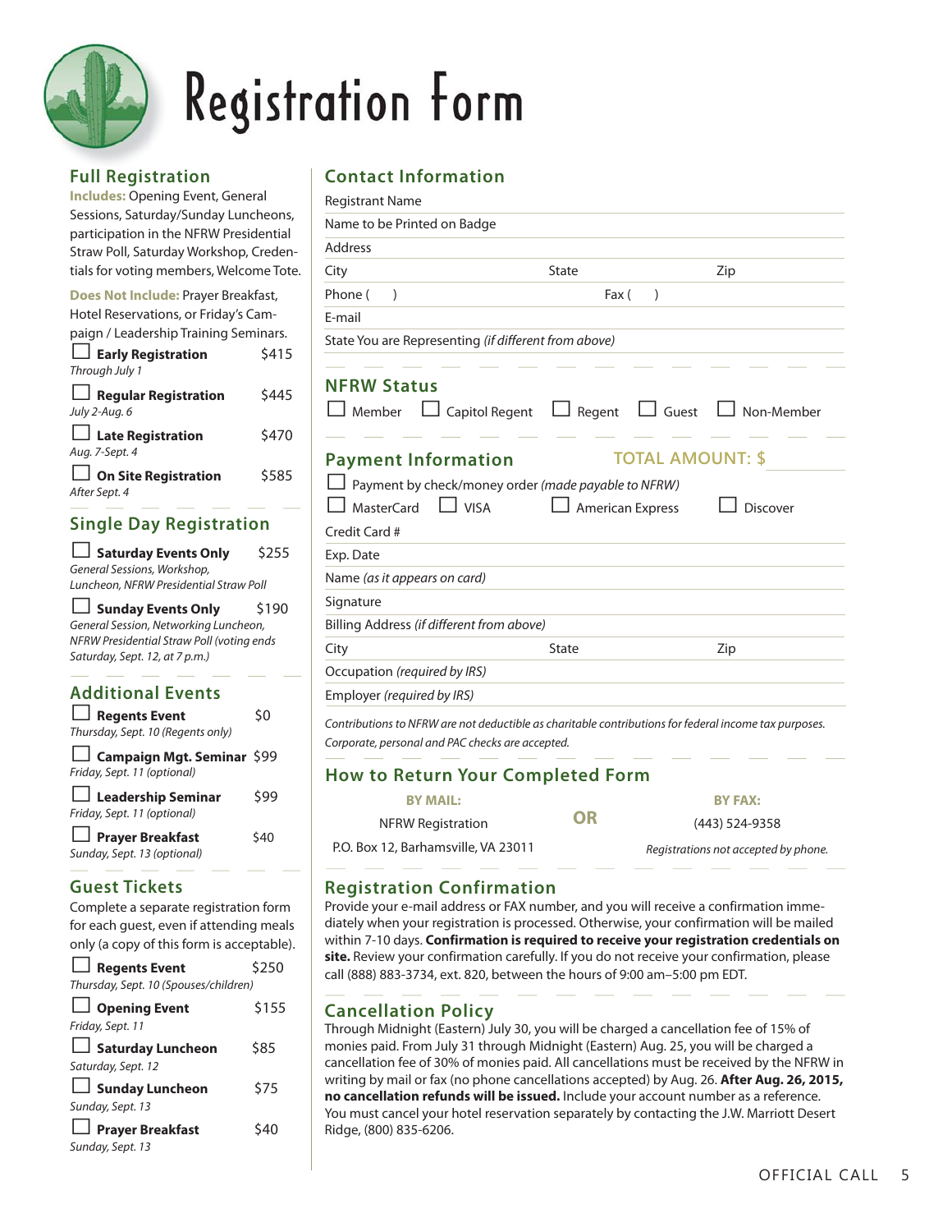# Registration Form

## Full Registration

**Includes:** Opening Event, General Sessions, Saturday/Sunday Luncheons, participation in the NFRW Presidential Straw Poll, Saturday Workshop, Credentials for voting members, Welcome Tote.

**Does Not Include:** Prayer Breakfast, Hotel Reservations, or Friday's Campaign / Leadership Training Seminars.

- ☐ **Early Registration** $415
  *Through July 1*
- ☐ **Regular Registration** $445
  *July 2-Aug. 6*
- ☐ **Late Registration** $470
  *Aug. 7-Sept. 4*
- ☐ **On Site Registration** $585
  *After Sept. 4*

## Single Day Registration

- ☐ **Saturday Events Only** $255
  *General Sessions, Workshop, Luncheon, NFRW Presidential Straw Poll*
- ☐ **Sunday Events Only** $190
  *General Session, Networking Luncheon, NFRW Presidential Straw Poll (voting ends Saturday, Sept. 12, at 7 p.m.)*

## Additional Events

- ☐ **Regents Event** $0
  *Thursday, Sept. 10 (Regents only)*
- ☐ **Campaign Mgt. Seminar** $99
  *Friday, Sept. 11 (optional)*
- ☐ **Leadership Seminar** $99
  *Friday, Sept. 11 (optional)*
- ☐ **Prayer Breakfast** $40
  *Sunday, Sept. 13 (optional)*

## Guest Tickets

Complete a separate registration form for each guest, even if attending meals only (a copy of this form is acceptable).

- ☐ **Regents Event** $250
  *Thursday, Sept. 10 (Spouses/children)*
- ☐ **Opening Event** $155
  *Friday, Sept. 11*
- ☐ **Saturday Luncheon** $85
  *Saturday, Sept. 12*
- ☐ **Sunday Luncheon** $75
  *Sunday, Sept. 13*
- ☐ **Prayer Breakfast** $40
  *Sunday, Sept. 13*

## Contact Information

Registrant Name

Name to be Printed on Badge

Address

City State Zip

Phone ( ) Fax ( )

E-mail

State You are Representing *(if different from above)*

## NFRW Status

☐ Member ☐ Capitol Regent ☐ Regent ☐ Guest ☐ Non-Member

## Payment Information

**TOTAL AMOUNT: $**

☐ Payment by check/money order *(made payable to NFRW)*

☐ MasterCard ☐ VISA ☐ American Express ☐ Discover

Credit Card #

Exp. Date

Name *(as it appears on card)*

Signature

Billing Address *(if different from above)*

City State Zip

Occupation *(required by IRS)*

Employer *(required by IRS)*

*Contributions to NFRW are not deductible as charitable contributions for federal income tax purposes. Corporate, personal and PAC checks are accepted.*

## How to Return Your Completed Form

**BY MAIL:**
NFRW Registration
P.O. Box 12, Barhamsville, VA 23011

**OR**

**BY FAX:**
(443) 524-9358
*Registrations not accepted by phone.*

## Registration Confirmation

Provide your e-mail address or FAX number, and you will receive a confirmation immediately when your registration is processed. Otherwise, your confirmation will be mailed within 7-10 days. **Confirmation is required to receive your registration credentials on site.** Review your confirmation carefully. If you do not receive your confirmation, please call (888) 883-3734, ext. 820, between the hours of 9:00 am–5:00 pm EDT.

## Cancellation Policy

Through Midnight (Eastern) July 30, you will be charged a cancellation fee of 15% of monies paid. From July 31 through Midnight (Eastern) Aug. 25, you will be charged a cancellation fee of 30% of monies paid. All cancellations must be received by the NFRW in writing by mail or fax (no phone cancellations accepted) by Aug. 26. **After Aug. 26, 2015, no cancellation refunds will be issued.** Include your account number as a reference. You must cancel your hotel reservation separately by contacting the J.W. Marriott Desert Ridge, (800) 835-6206.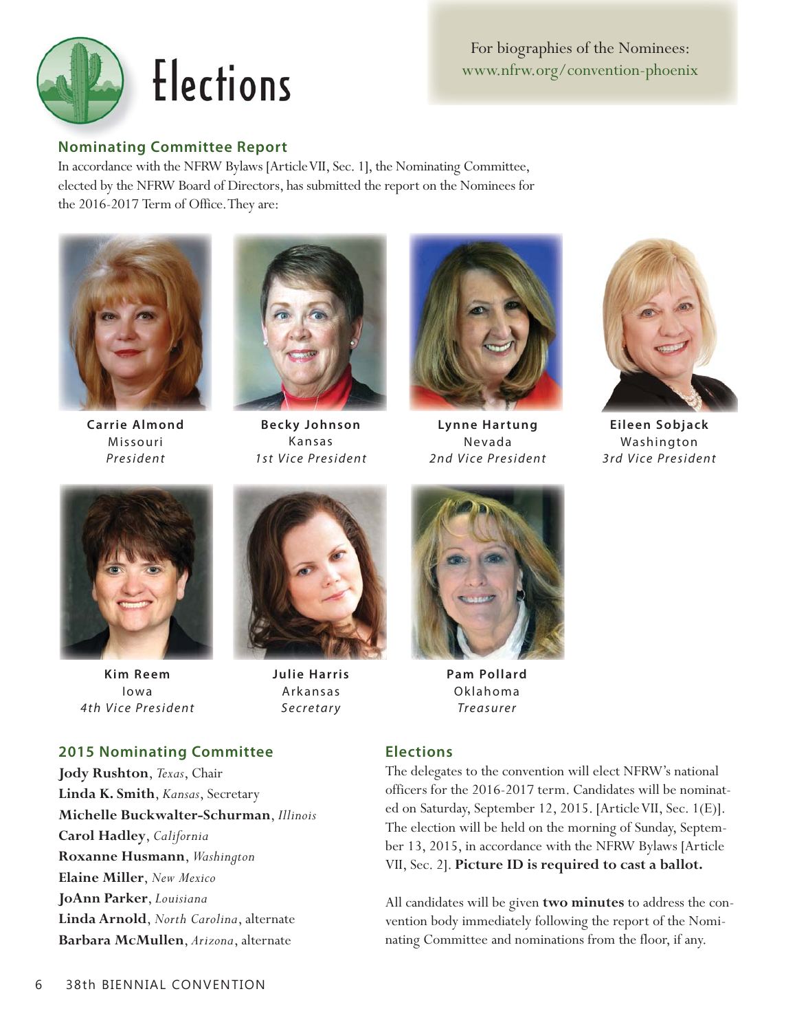# Elections

For biographies of the Nominees:
www.nfrw.org/convention-phoenix

## Nominating Committee Report

In accordance with the NFRW Bylaws [Article VII, Sec. 1], the Nominating Committee, elected by the NFRW Board of Directors, has submitted the report on the Nominees for the 2016-2017 Term of Office. They are:

**Carrie Almond**
Missouri
*President*

**Becky Johnson**
Kansas
*1st Vice President*

**Lynne Hartung**
Nevada
*2nd Vice President*

**Eileen Sobjack**
Washington
*3rd Vice President*

**Kim Reem**
Iowa
*4th Vice President*

**Julie Harris**
Arkansas
*Secretary*

**Pam Pollard**
Oklahoma
*Treasurer*

## 2015 Nominating Committee

**Jody Rushton**, *Texas*, Chair
**Linda K. Smith**, *Kansas*, Secretary
**Michelle Buckwalter-Schurman**, *Illinois*
**Carol Hadley**, *California*
**Roxanne Husmann**, *Washington*
**Elaine Miller**, *New Mexico*
**JoAnn Parker**, *Louisiana*
**Linda Arnold**, *North Carolina*, alternate
**Barbara McMullen**, *Arizona*, alternate

## Elections

The delegates to the convention will elect NFRW's national officers for the 2016-2017 term. Candidates will be nominated on Saturday, September 12, 2015. [Article VII, Sec. 1(E)]. The election will be held on the morning of Sunday, September 13, 2015, in accordance with the NFRW Bylaws [Article VII, Sec. 2]. **Picture ID is required to cast a ballot.**

All candidates will be given **two minutes** to address the convention body immediately following the report of the Nominating Committee and nominations from the floor, if any.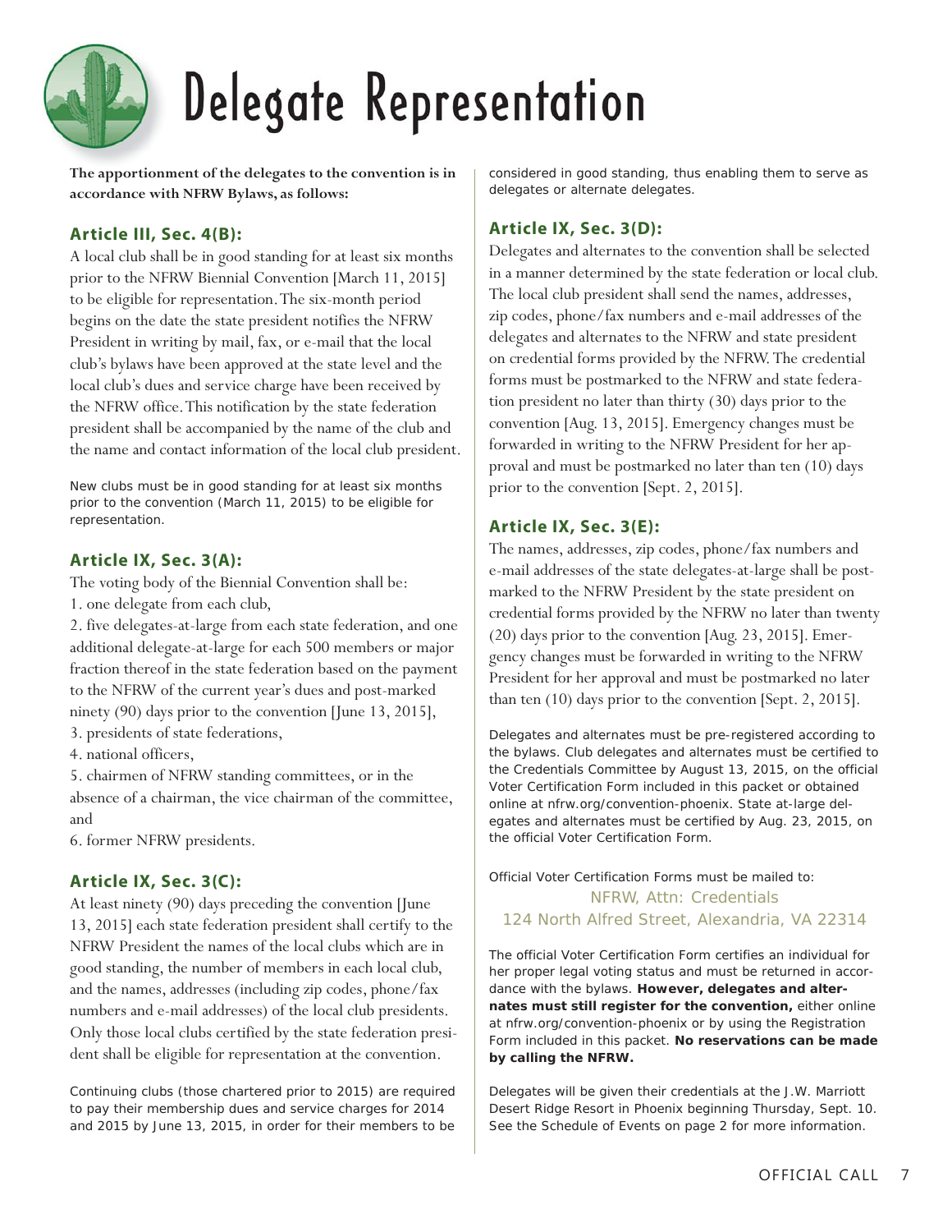# Delegate Representation

**The apportionment of the delegates to the convention is in accordance with NFRW Bylaws, as follows:**

### Article III, Sec. 4(B):

A local club shall be in good standing for at least six months prior to the NFRW Biennial Convention [March 11, 2015] to be eligible for representation. The six-month period begins on the date the state president notifies the NFRW President in writing by mail, fax, or e-mail that the local club's bylaws have been approved at the state level and the local club's dues and service charge have been received by the NFRW office. This notification by the state federation president shall be accompanied by the name of the club and the name and contact information of the local club president.

New clubs must be in good standing for at least six months prior to the convention (March 11, 2015) to be eligible for representation.

### Article IX, Sec. 3(A):

The voting body of the Biennial Convention shall be:

1. one delegate from each club,
2. five delegates-at-large from each state federation, and one additional delegate-at-large for each 500 members or major fraction thereof in the state federation based on the payment to the NFRW of the current year's dues and post-marked ninety (90) days prior to the convention [June 13, 2015],
3. presidents of state federations,
4. national officers,
5. chairmen of NFRW standing committees, or in the absence of a chairman, the vice chairman of the committee, and
6. former NFRW presidents.

### Article IX, Sec. 3(C):

At least ninety (90) days preceding the convention [June 13, 2015] each state federation president shall certify to the NFRW President the names of the local clubs which are in good standing, the number of members in each local club, and the names, addresses (including zip codes, phone/fax numbers and e-mail addresses) of the local club presidents. Only those local clubs certified by the state federation president shall be eligible for representation at the convention.

Continuing clubs (those chartered prior to 2015) are required to pay their membership dues and service charges for 2014 and 2015 by June 13, 2015, in order for their members to be considered in good standing, thus enabling them to serve as delegates or alternate delegates.

### Article IX, Sec. 3(D):

Delegates and alternates to the convention shall be selected in a manner determined by the state federation or local club. The local club president shall send the names, addresses, zip codes, phone/fax numbers and e-mail addresses of the delegates and alternates to the NFRW and state president on credential forms provided by the NFRW. The credential forms must be postmarked to the NFRW and state federation president no later than thirty (30) days prior to the convention [Aug. 13, 2015]. Emergency changes must be forwarded in writing to the NFRW President for her approval and must be postmarked no later than ten (10) days prior to the convention [Sept. 2, 2015].

### Article IX, Sec. 3(E):

The names, addresses, zip codes, phone/fax numbers and e-mail addresses of the state delegates-at-large shall be postmarked to the NFRW President by the state president on credential forms provided by the NFRW no later than twenty (20) days prior to the convention [Aug. 23, 2015]. Emergency changes must be forwarded in writing to the NFRW President for her approval and must be postmarked no later than ten (10) days prior to the convention [Sept. 2, 2015].

Delegates and alternates must be pre-registered according to the bylaws. Club delegates and alternates must be certified to the Credentials Committee by August 13, 2015, on the official Voter Certification Form included in this packet or obtained online at nfrw.org/convention-phoenix. State at-large delegates and alternates must be certified by Aug. 23, 2015, on the official Voter Certification Form.

Official Voter Certification Forms must be mailed to:

NFRW, Attn: Credentials
124 North Alfred Street, Alexandria, VA 22314

The official Voter Certification Form certifies an individual for her proper legal voting status and must be returned in accordance with the bylaws. **However, delegates and alternates must still register for the convention,** either online at nfrw.org/convention-phoenix or by using the Registration Form included in this packet. **No reservations can be made by calling the NFRW.**

Delegates will be given their credentials at the J.W. Marriott Desert Ridge Resort in Phoenix beginning Thursday, Sept. 10. See the Schedule of Events on page 2 for more information.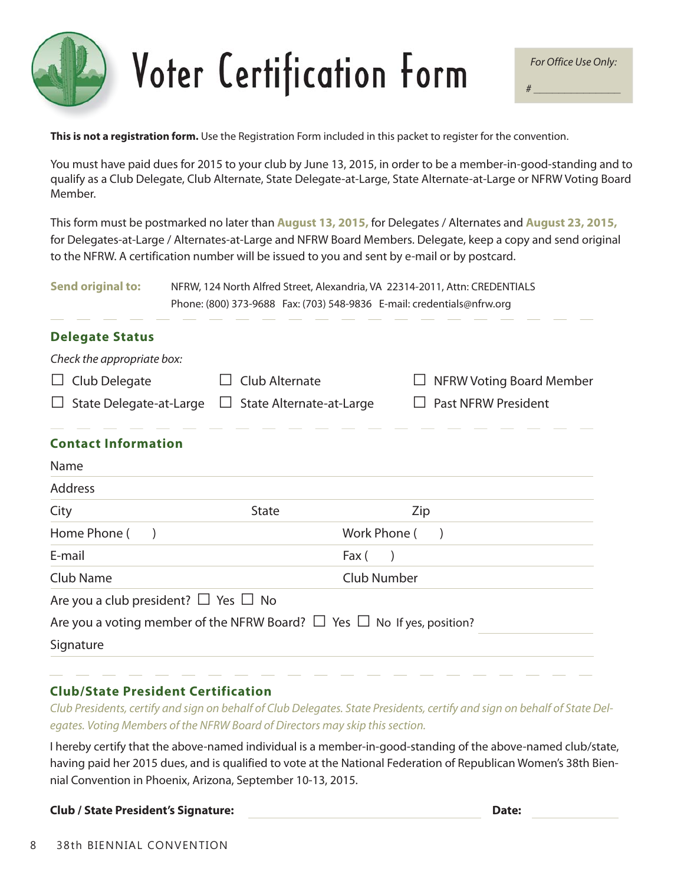# Voter Certification Form

*For Office Use Only:*

# ________________

**This is not a registration form.** Use the Registration Form included in this packet to register for the convention.

You must have paid dues for 2015 to your club by June 13, 2015, in order to be a member-in-good-standing and to qualify as a Club Delegate, Club Alternate, State Delegate-at-Large, State Alternate-at-Large or NFRW Voting Board Member.

This form must be postmarked no later than **August 13, 2015,** for Delegates / Alternates and **August 23, 2015,** for Delegates-at-Large / Alternates-at-Large and NFRW Board Members. Delegate, keep a copy and send original to the NFRW. A certification number will be issued to you and sent by e-mail or by postcard.

**Send original to:** NFRW, 124 North Alfred Street, Alexandria, VA 22314-2011, Attn: CREDENTIALS
Phone: (800) 373-9688 Fax: (703) 548-9836 E-mail: credentials@nfrw.org

## Delegate Status

*Check the appropriate box:*

- ☐ Club Delegate
- ☐ Club Alternate
- ☐ NFRW Voting Board Member
- ☐ State Delegate-at-Large
- ☐ State Alternate-at-Large
- ☐ Past NFRW President

## Contact Information

Name ______________________________

Address ______________________________

City __________ State __________ Zip __________

Home Phone ( ) __________ Work Phone ( ) __________

E-mail __________ Fax ( ) __________

Club Name __________ Club Number __________

Are you a club president? ☐ Yes ☐ No

Are you a voting member of the NFRW Board? ☐ Yes ☐ No If yes, position? __________

Signature ______________________________

## Club/State President Certification

*Club Presidents, certify and sign on behalf of Club Delegates. State Presidents, certify and sign on behalf of State Delegates. Voting Members of the NFRW Board of Directors may skip this section.*

I hereby certify that the above-named individual is a member-in-good-standing of the above-named club/state, having paid her 2015 dues, and is qualified to vote at the National Federation of Republican Women's 38th Biennial Convention in Phoenix, Arizona, September 10-13, 2015.

**Club / State President's Signature:** ______________________________ **Date:** __________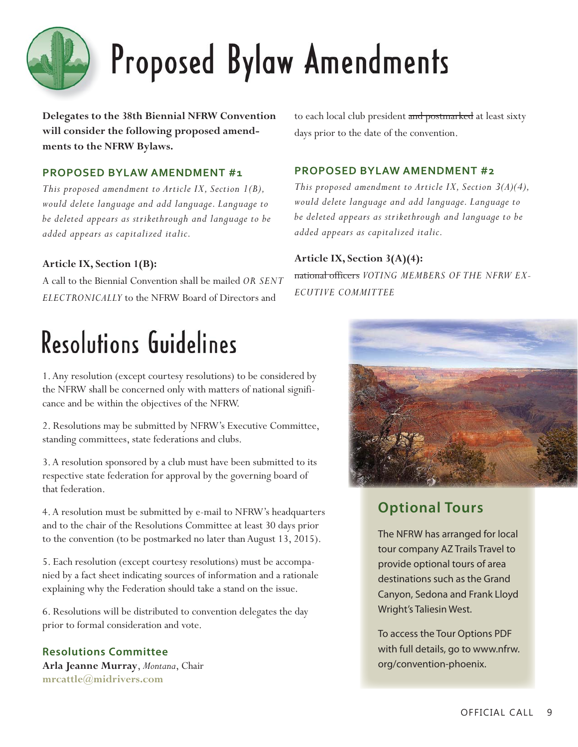# Proposed Bylaw Amendments

**Delegates to the 38th Biennial NFRW Convention will consider the following proposed amendments to the NFRW Bylaws.**

### PROPOSED BYLAW AMENDMENT #1

*This proposed amendment to Article IX, Section 1(B), would delete language and add language. Language to be deleted appears as strikethrough and language to be added appears as capitalized italic.*

**Article IX, Section 1(B):**

A call to the Biennial Convention shall be mailed *OR SENT ELECTRONICALLY* to the NFRW Board of Directors and to each local club president ~~and postmarked~~ at least sixty days prior to the date of the convention.

### PROPOSED BYLAW AMENDMENT #2

*This proposed amendment to Article IX, Section 3(A)(4), would delete language and add language. Language to be deleted appears as strikethrough and language to be added appears as capitalized italic.*

**Article IX, Section 3(A)(4):**

~~national officers~~ *VOTING MEMBERS OF THE NFRW EXECUTIVE COMMITTEE*

# Resolutions Guidelines

1. Any resolution (except courtesy resolutions) to be considered by the NFRW shall be concerned only with matters of national significance and be within the objectives of the NFRW.

2. Resolutions may be submitted by NFRW's Executive Committee, standing committees, state federations and clubs.

3. A resolution sponsored by a club must have been submitted to its respective state federation for approval by the governing board of that federation.

4. A resolution must be submitted by e-mail to NFRW's headquarters and to the chair of the Resolutions Committee at least 30 days prior to the convention (to be postmarked no later than August 13, 2015).

5. Each resolution (except courtesy resolutions) must be accompanied by a fact sheet indicating sources of information and a rationale explaining why the Federation should take a stand on the issue.

6. Resolutions will be distributed to convention delegates the day prior to formal consideration and vote.

### Resolutions Committee

**Arla Jeanne Murray**, *Montana*, Chair
**mrcattle@midrivers.com**

## Optional Tours

The NFRW has arranged for local tour company AZ Trails Travel to provide optional tours of area destinations such as the Grand Canyon, Sedona and Frank Lloyd Wright's Taliesin West.

To access the Tour Options PDF with full details, go to www.nfrw.org/convention-phoenix.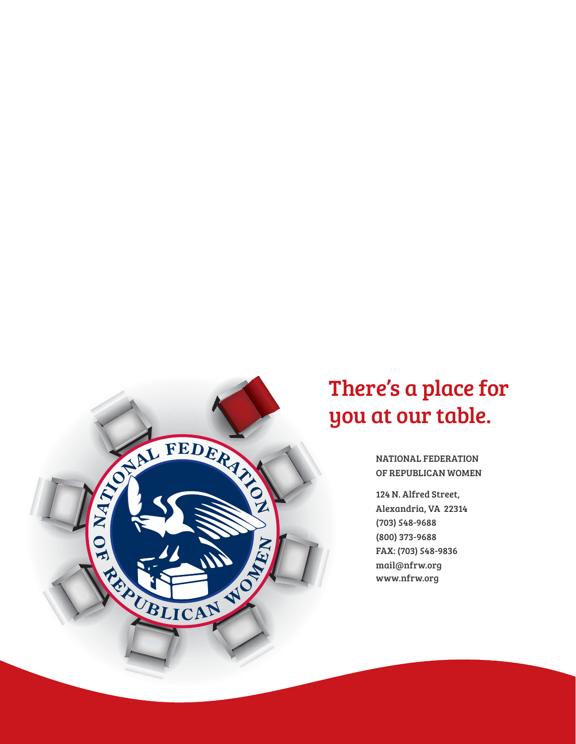# There's a place for you at our table.

NATIONAL FEDERATION
OF REPUBLICAN WOMEN

124 N. Alfred Street,
Alexandria, VA 22314
(703) 548-9688
(800) 373-9688
FAX: (703) 548-9836
mail@nfrw.org
www.nfrw.org